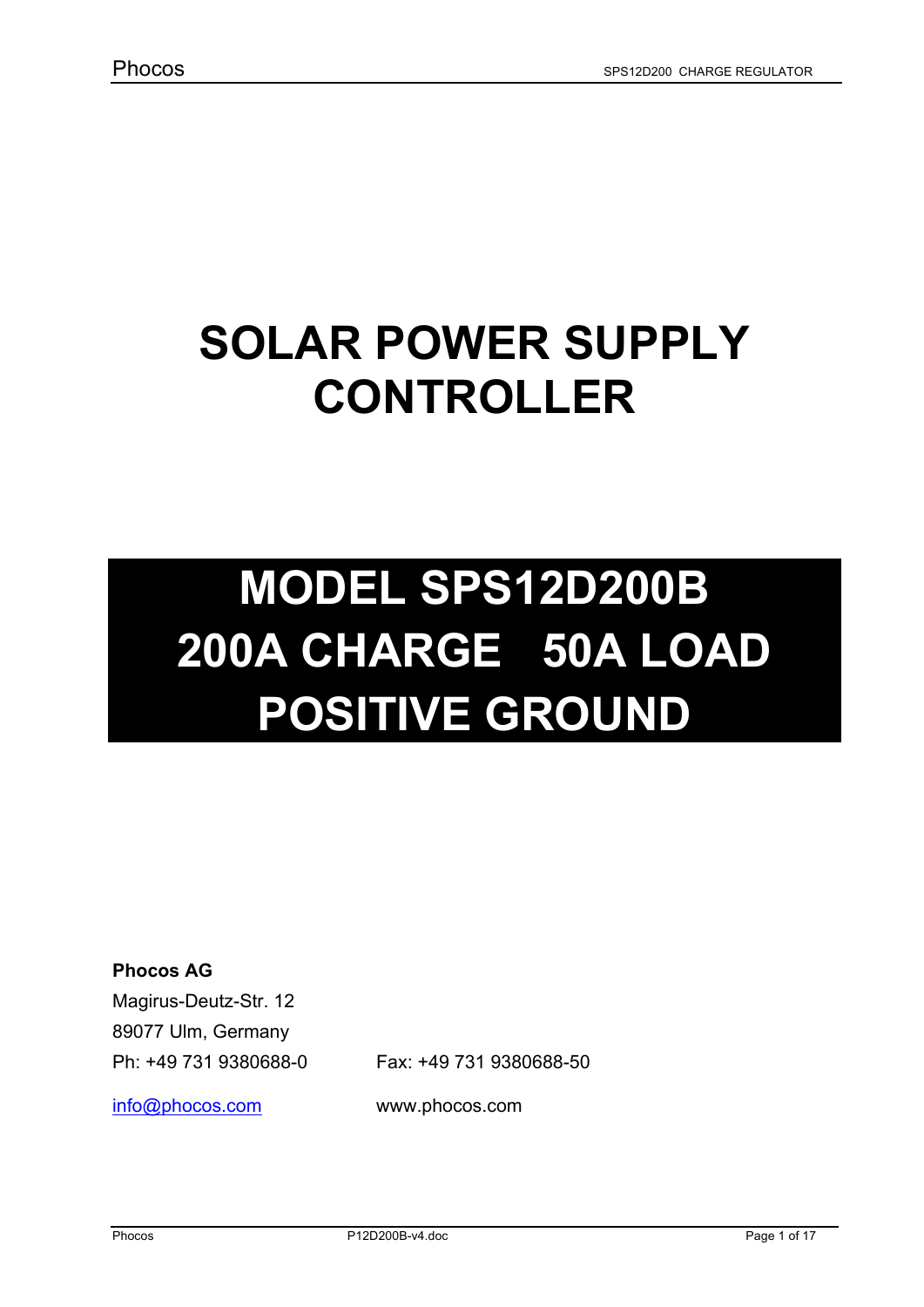# SOLAR POWER SUPPLY CONTROLLER

# MODEL SPS12D200B
# 200A CHARGE 50A LOAD
# POSITIVE GROUND

**Phocos AG**

Magirus-Deutz-Str. 12

89077 Ulm, Germany

Ph: +49 731 9380688-0 Fax: +49 731 9380688-50

info@phocos.com www.phocos.com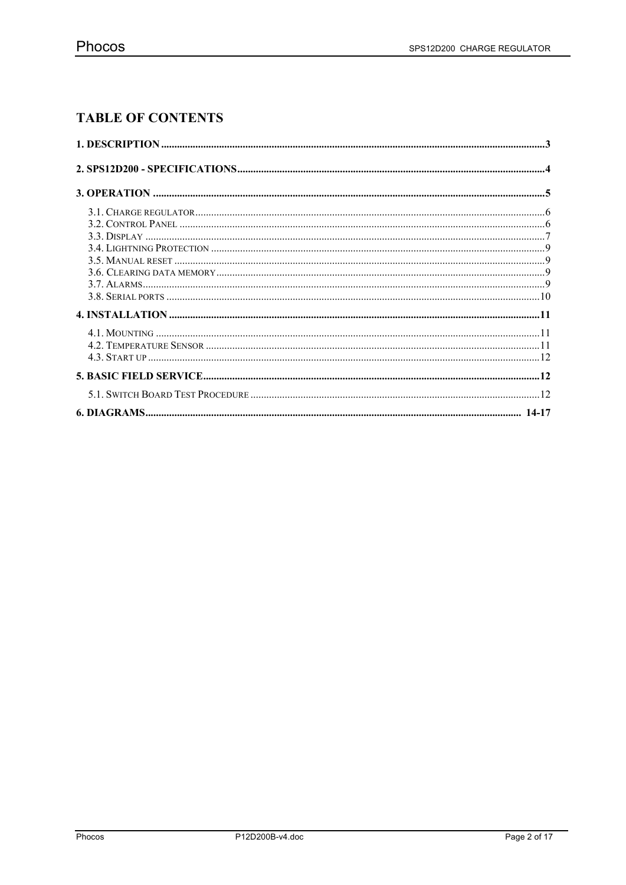# TABLE OF CONTENTS

1. DESCRIPTION ..... 3

2. SPS12D200 - SPECIFICATIONS ..... 4

3. OPERATION ..... 5

- 3.1. Charge regulator ..... 6
- 3.2. Control Panel ..... 6
- 3.3. Display ..... 7
- 3.4. Lightning Protection ..... 9
- 3.5. Manual reset ..... 9
- 3.6. Clearing data memory ..... 9
- 3.7. Alarms ..... 9
- 3.8. Serial ports ..... 10

4. INSTALLATION ..... 11

- 4.1. Mounting ..... 11
- 4.2. Temperature Sensor ..... 11
- 4.3. Start up ..... 12

5. BASIC FIELD SERVICE ..... 12

- 5.1. Switch Board Test Procedure ..... 12

6. DIAGRAMS ..... 14-17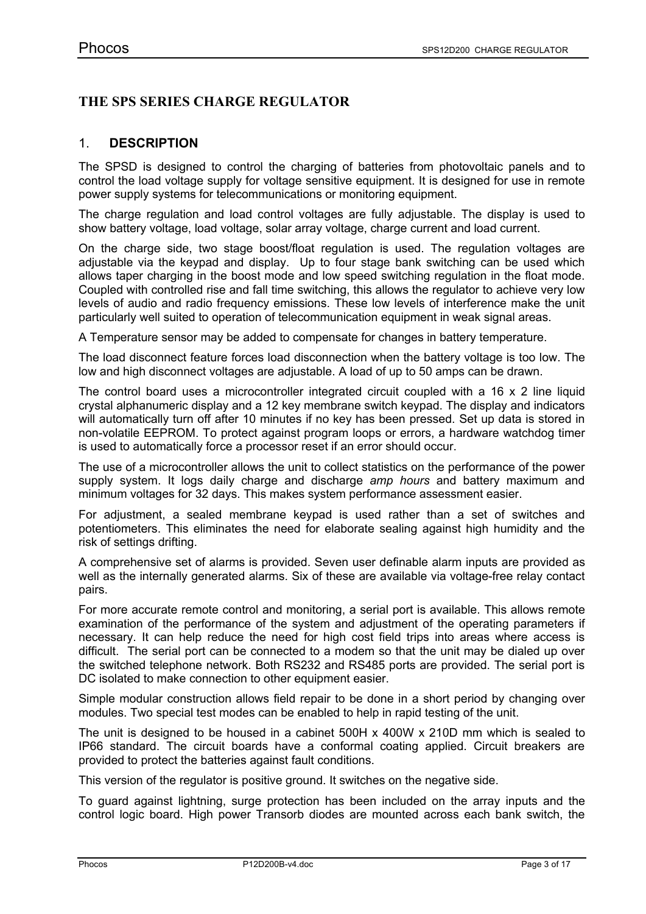# THE SPS SERIES CHARGE REGULATOR

## 1. DESCRIPTION

The SPSD is designed to control the charging of batteries from photovoltaic panels and to control the load voltage supply for voltage sensitive equipment. It is designed for use in remote power supply systems for telecommunications or monitoring equipment.

The charge regulation and load control voltages are fully adjustable. The display is used to show battery voltage, load voltage, solar array voltage, charge current and load current.

On the charge side, two stage boost/float regulation is used. The regulation voltages are adjustable via the keypad and display. Up to four stage bank switching can be used which allows taper charging in the boost mode and low speed switching regulation in the float mode. Coupled with controlled rise and fall time switching, this allows the regulator to achieve very low levels of audio and radio frequency emissions. These low levels of interference make the unit particularly well suited to operation of telecommunication equipment in weak signal areas.

A Temperature sensor may be added to compensate for changes in battery temperature.

The load disconnect feature forces load disconnection when the battery voltage is too low. The low and high disconnect voltages are adjustable. A load of up to 50 amps can be drawn.

The control board uses a microcontroller integrated circuit coupled with a 16 x 2 line liquid crystal alphanumeric display and a 12 key membrane switch keypad. The display and indicators will automatically turn off after 10 minutes if no key has been pressed. Set up data is stored in non-volatile EEPROM. To protect against program loops or errors, a hardware watchdog timer is used to automatically force a processor reset if an error should occur.

The use of a microcontroller allows the unit to collect statistics on the performance of the power supply system. It logs daily charge and discharge *amp hours* and battery maximum and minimum voltages for 32 days. This makes system performance assessment easier.

For adjustment, a sealed membrane keypad is used rather than a set of switches and potentiometers. This eliminates the need for elaborate sealing against high humidity and the risk of settings drifting.

A comprehensive set of alarms is provided. Seven user definable alarm inputs are provided as well as the internally generated alarms. Six of these are available via voltage-free relay contact pairs.

For more accurate remote control and monitoring, a serial port is available. This allows remote examination of the performance of the system and adjustment of the operating parameters if necessary. It can help reduce the need for high cost field trips into areas where access is difficult. The serial port can be connected to a modem so that the unit may be dialed up over the switched telephone network. Both RS232 and RS485 ports are provided. The serial port is DC isolated to make connection to other equipment easier.

Simple modular construction allows field repair to be done in a short period by changing over modules. Two special test modes can be enabled to help in rapid testing of the unit.

The unit is designed to be housed in a cabinet 500H x 400W x 210D mm which is sealed to IP66 standard. The circuit boards have a conformal coating applied. Circuit breakers are provided to protect the batteries against fault conditions.

This version of the regulator is positive ground. It switches on the negative side.

To guard against lightning, surge protection has been included on the array inputs and the control logic board. High power Transorb diodes are mounted across each bank switch, the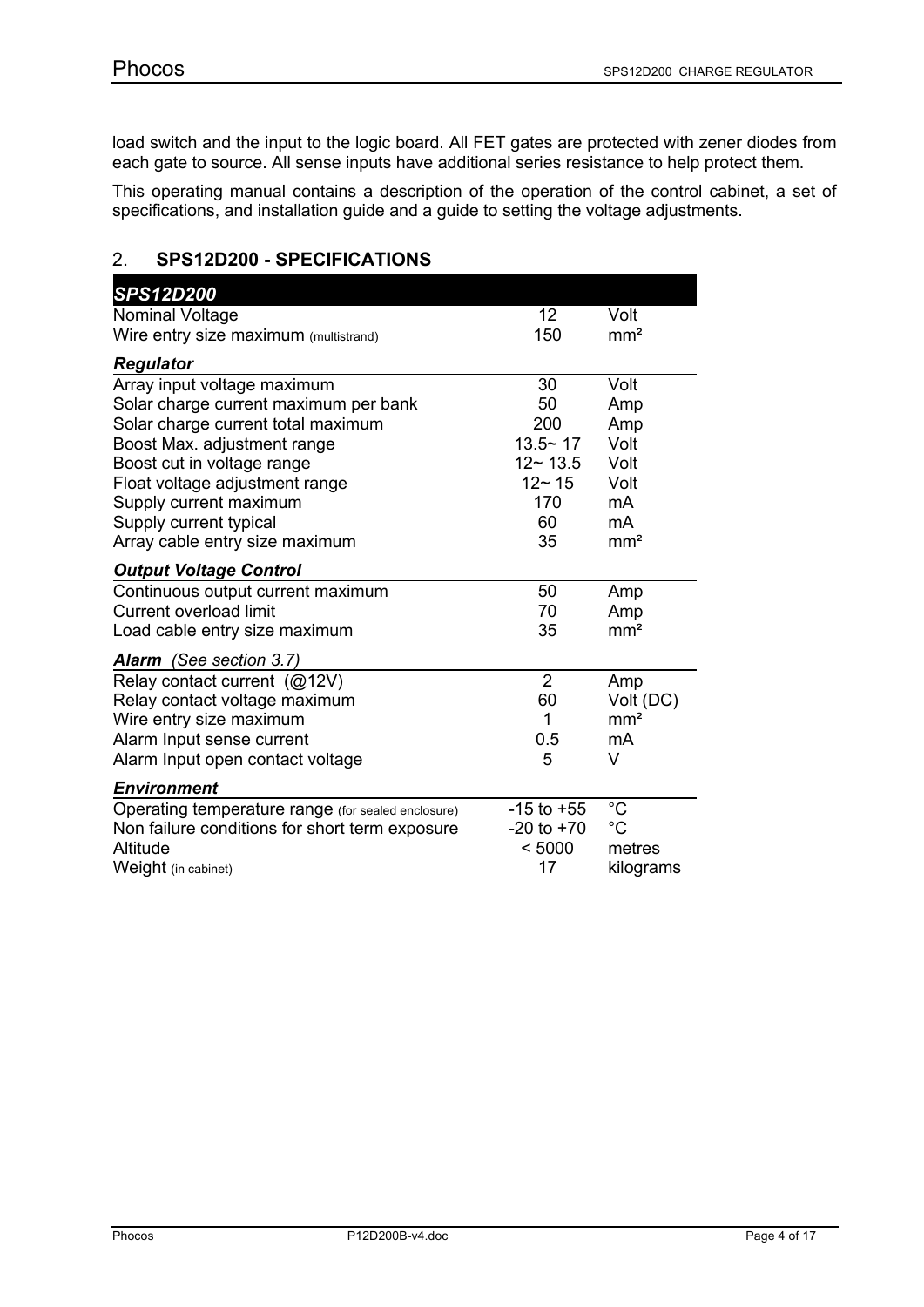load switch and the input to the logic board. All FET gates are protected with zener diodes from each gate to source. All sense inputs have additional series resistance to help protect them.

This operating manual contains a description of the operation of the control cabinet, a set of specifications, and installation guide and a guide to setting the voltage adjustments.

## 2. SPS12D200 - SPECIFICATIONS

| ***SPS12D200*** | | |
|---|---|---|
| Nominal Voltage | 12 | Volt |
| Wire entry size maximum (multistrand) | 150 | mm² |
| ***Regulator*** | | |
| Array input voltage maximum | 30 | Volt |
| Solar charge current maximum per bank | 50 | Amp |
| Solar charge current total maximum | 200 | Amp |
| Boost Max. adjustment range | 13.5~ 17 | Volt |
| Boost cut in voltage range | 12~ 13.5 | Volt |
| Float voltage adjustment range | 12~ 15 | Volt |
| Supply current maximum | 170 | mA |
| Supply current typical | 60 | mA |
| Array cable entry size maximum | 35 | mm² |
| ***Output Voltage Control*** | | |
| Continuous output current maximum | 50 | Amp |
| Current overload limit | 70 | Amp |
| Load cable entry size maximum | 35 | mm² |
| ***Alarm*** *(See section 3.7)* | | |
| Relay contact current (@12V) | 2 | Amp |
| Relay contact voltage maximum | 60 | Volt (DC) |
| Wire entry size maximum | 1 | mm² |
| Alarm Input sense current | 0.5 | mA |
| Alarm Input open contact voltage | 5 | V |
| ***Environment*** | | |
| Operating temperature range (for sealed enclosure) | -15 to +55 | °C |
| Non failure conditions for short term exposure | -20 to +70 | °C |
| Altitude | < 5000 | metres |
| Weight (in cabinet) | 17 | kilograms |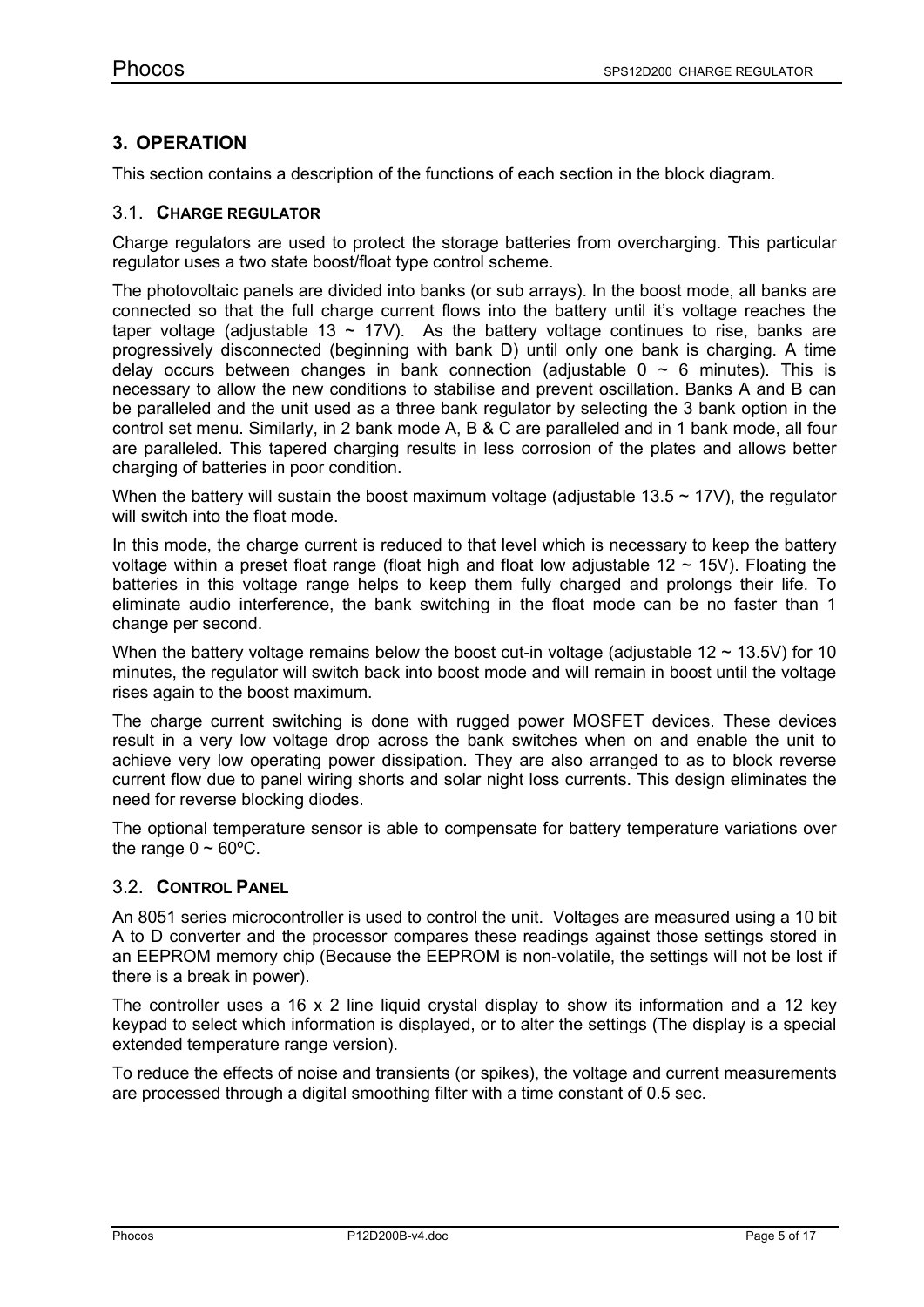## 3. OPERATION

This section contains a description of the functions of each section in the block diagram.

### 3.1. CHARGE REGULATOR

Charge regulators are used to protect the storage batteries from overcharging. This particular regulator uses a two state boost/float type control scheme.

The photovoltaic panels are divided into banks (or sub arrays). In the boost mode, all banks are connected so that the full charge current flows into the battery until it's voltage reaches the taper voltage (adjustable 13 ~ 17V). As the battery voltage continues to rise, banks are progressively disconnected (beginning with bank D) until only one bank is charging. A time delay occurs between changes in bank connection (adjustable 0 ~ 6 minutes). This is necessary to allow the new conditions to stabilise and prevent oscillation. Banks A and B can be paralleled and the unit used as a three bank regulator by selecting the 3 bank option in the control set menu. Similarly, in 2 bank mode A, B & C are paralleled and in 1 bank mode, all four are paralleled. This tapered charging results in less corrosion of the plates and allows better charging of batteries in poor condition.

When the battery will sustain the boost maximum voltage (adjustable 13.5 ~ 17V), the regulator will switch into the float mode.

In this mode, the charge current is reduced to that level which is necessary to keep the battery voltage within a preset float range (float high and float low adjustable 12 ~ 15V). Floating the batteries in this voltage range helps to keep them fully charged and prolongs their life. To eliminate audio interference, the bank switching in the float mode can be no faster than 1 change per second.

When the battery voltage remains below the boost cut-in voltage (adjustable 12 ~ 13.5V) for 10 minutes, the regulator will switch back into boost mode and will remain in boost until the voltage rises again to the boost maximum.

The charge current switching is done with rugged power MOSFET devices. These devices result in a very low voltage drop across the bank switches when on and enable the unit to achieve very low operating power dissipation. They are also arranged to as to block reverse current flow due to panel wiring shorts and solar night loss currents. This design eliminates the need for reverse blocking diodes.

The optional temperature sensor is able to compensate for battery temperature variations over the range 0 ~ 60ºC.

### 3.2. CONTROL PANEL

An 8051 series microcontroller is used to control the unit. Voltages are measured using a 10 bit A to D converter and the processor compares these readings against those settings stored in an EEPROM memory chip (Because the EEPROM is non-volatile, the settings will not be lost if there is a break in power).

The controller uses a 16 x 2 line liquid crystal display to show its information and a 12 key keypad to select which information is displayed, or to alter the settings (The display is a special extended temperature range version).

To reduce the effects of noise and transients (or spikes), the voltage and current measurements are processed through a digital smoothing filter with a time constant of 0.5 sec.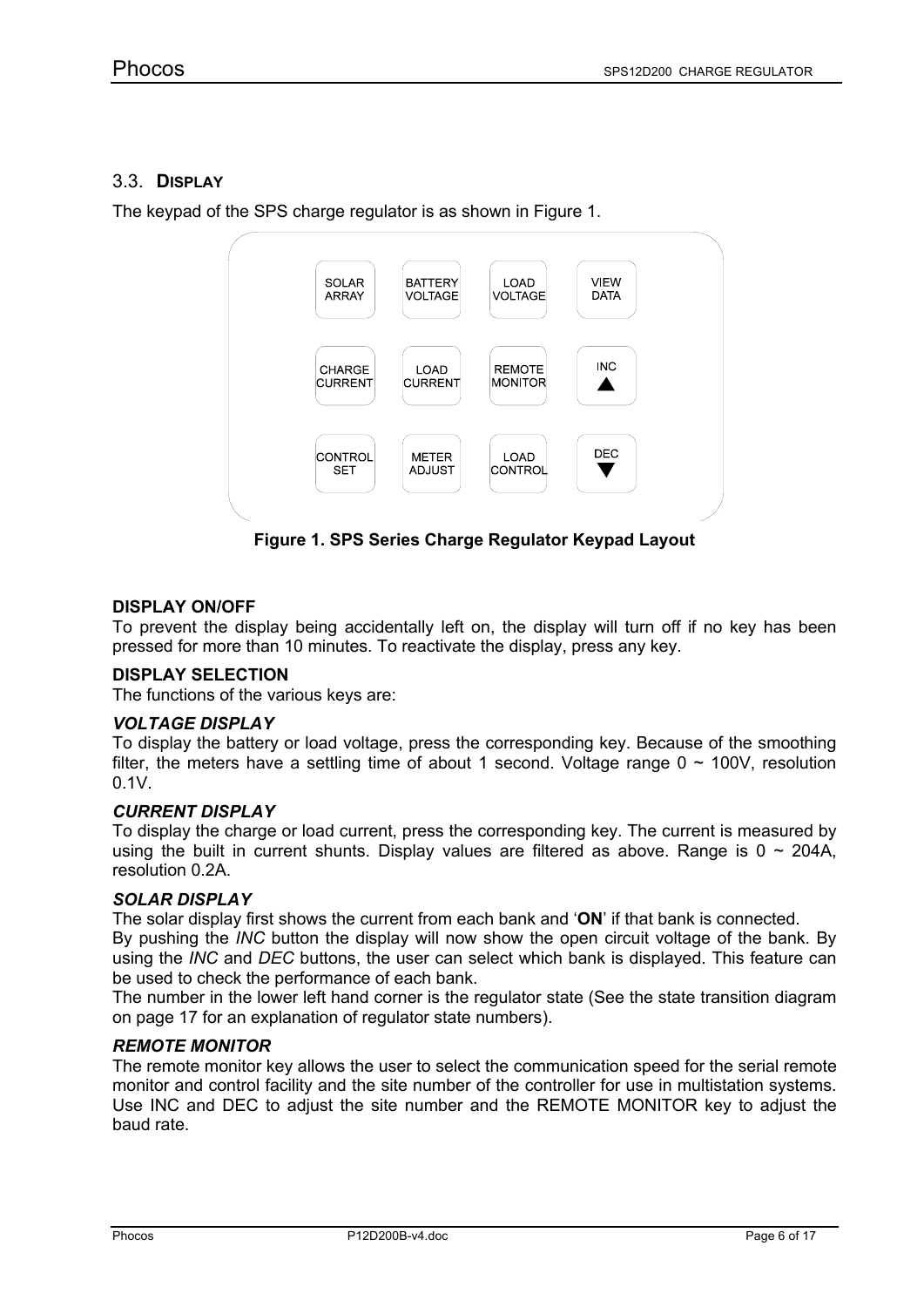### 3.3. DISPLAY

The keypad of the SPS charge regulator is as shown in Figure 1.

| | | | |
|---|---|---|---|
| SOLAR ARRAY | BATTERY VOLTAGE | LOAD VOLTAGE | VIEW DATA |
| CHARGE CURRENT | LOAD CURRENT | REMOTE MONITOR | INC ▲ |
| CONTROL SET | METER ADJUST | LOAD CONTROL | DEC ▼ |

**Figure 1. SPS Series Charge Regulator Keypad Layout**

**DISPLAY ON/OFF**

To prevent the display being accidentally left on, the display will turn off if no key has been pressed for more than 10 minutes. To reactivate the display, press any key.

**DISPLAY SELECTION**

The functions of the various keys are:

***VOLTAGE DISPLAY***

To display the battery or load voltage, press the corresponding key. Because of the smoothing filter, the meters have a settling time of about 1 second. Voltage range 0 ~ 100V, resolution 0.1V.

***CURRENT DISPLAY***

To display the charge or load current, press the corresponding key. The current is measured by using the built in current shunts. Display values are filtered as above. Range is 0 ~ 204A, resolution 0.2A.

***SOLAR DISPLAY***

The solar display first shows the current from each bank and '**ON**' if that bank is connected.

By pushing the *INC* button the display will now show the open circuit voltage of the bank. By using the *INC* and *DEC* buttons, the user can select which bank is displayed. This feature can be used to check the performance of each bank.

The number in the lower left hand corner is the regulator state (See the state transition diagram on page 17 for an explanation of regulator state numbers).

***REMOTE MONITOR***

The remote monitor key allows the user to select the communication speed for the serial remote monitor and control facility and the site number of the controller for use in multistation systems. Use INC and DEC to adjust the site number and the REMOTE MONITOR key to adjust the baud rate.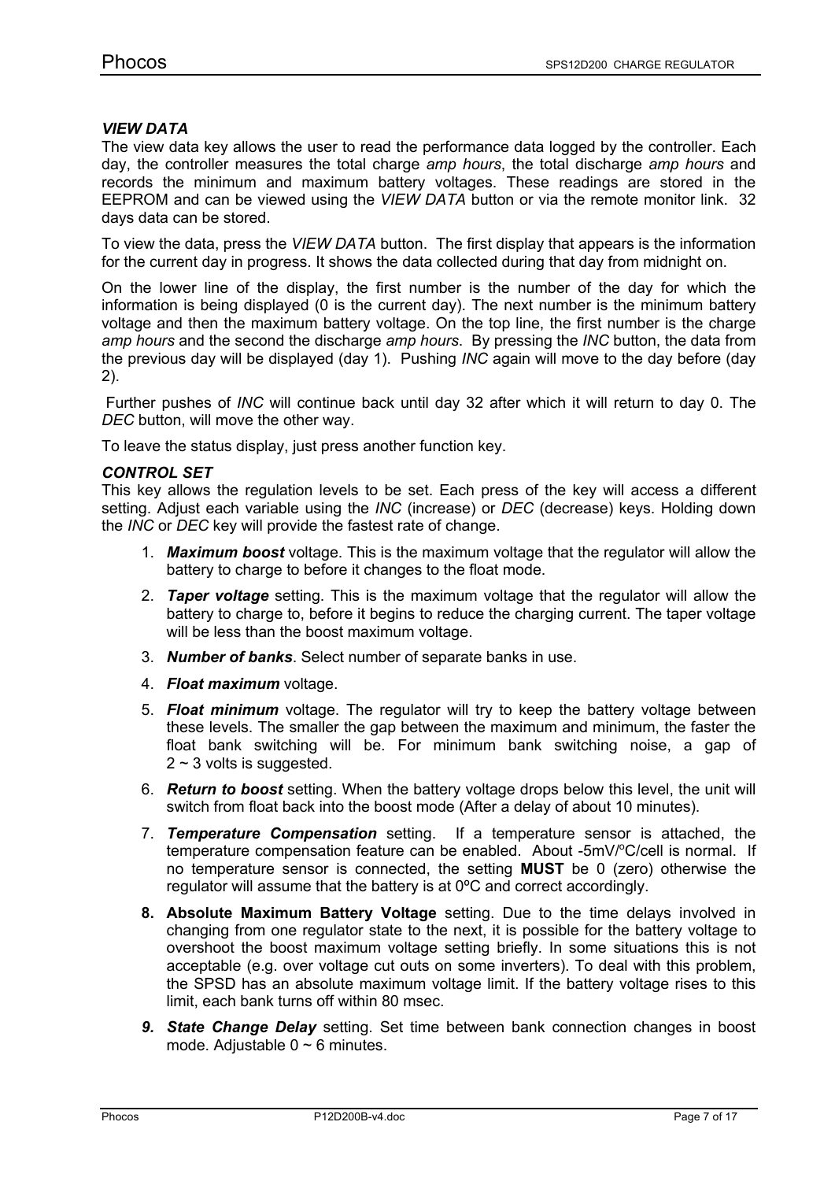### *VIEW DATA*

The view data key allows the user to read the performance data logged by the controller. Each day, the controller measures the total charge *amp hours*, the total discharge *amp hours* and records the minimum and maximum battery voltages. These readings are stored in the EEPROM and can be viewed using the *VIEW DATA* button or via the remote monitor link. 32 days data can be stored.

To view the data, press the *VIEW DATA* button. The first display that appears is the information for the current day in progress. It shows the data collected during that day from midnight on.

On the lower line of the display, the first number is the number of the day for which the information is being displayed (0 is the current day). The next number is the minimum battery voltage and then the maximum battery voltage. On the top line, the first number is the charge *amp hours* and the second the discharge *amp hours*. By pressing the *INC* button, the data from the previous day will be displayed (day 1). Pushing *INC* again will move to the day before (day 2).

Further pushes of *INC* will continue back until day 32 after which it will return to day 0. The *DEC* button, will move the other way.

To leave the status display, just press another function key.

### *CONTROL SET*

This key allows the regulation levels to be set. Each press of the key will access a different setting. Adjust each variable using the *INC* (increase) or *DEC* (decrease) keys. Holding down the *INC* or *DEC* key will provide the fastest rate of change.

1. ***Maximum boost*** voltage. This is the maximum voltage that the regulator will allow the battery to charge to before it changes to the float mode.
2. ***Taper voltage*** setting. This is the maximum voltage that the regulator will allow the battery to charge to, before it begins to reduce the charging current. The taper voltage will be less than the boost maximum voltage.
3. ***Number of banks***. Select number of separate banks in use.
4. ***Float maximum*** voltage.
5. ***Float minimum*** voltage. The regulator will try to keep the battery voltage between these levels. The smaller the gap between the maximum and minimum, the faster the float bank switching will be. For minimum bank switching noise, a gap of 2 ~ 3 volts is suggested.
6. ***Return to boost*** setting. When the battery voltage drops below this level, the unit will switch from float back into the boost mode (After a delay of about 10 minutes).
7. ***Temperature Compensation*** setting. If a temperature sensor is attached, the temperature compensation feature can be enabled. About -5mV/ºC/cell is normal. If no temperature sensor is connected, the setting **MUST** be 0 (zero) otherwise the regulator will assume that the battery is at 0ºC and correct accordingly.
8. **Absolute Maximum Battery Voltage** setting. Due to the time delays involved in changing from one regulator state to the next, it is possible for the battery voltage to overshoot the boost maximum voltage setting briefly. In some situations this is not acceptable (e.g. over voltage cut outs on some inverters). To deal with this problem, the SPSD has an absolute maximum voltage limit. If the battery voltage rises to this limit, each bank turns off within 80 msec.
9. ***State Change Delay*** setting. Set time between bank connection changes in boost mode. Adjustable 0 ~ 6 minutes.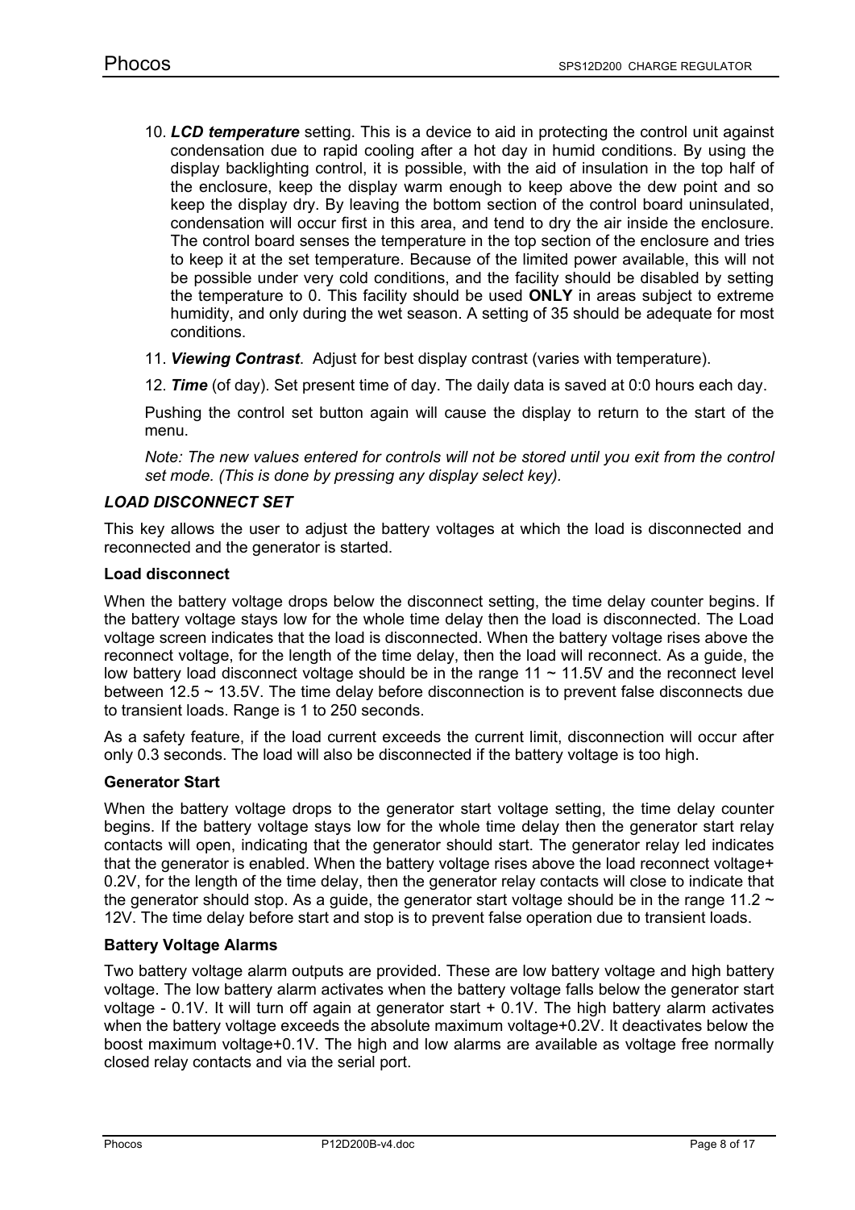10. ***LCD temperature*** setting. This is a device to aid in protecting the control unit against condensation due to rapid cooling after a hot day in humid conditions. By using the display backlighting control, it is possible, with the aid of insulation in the top half of the enclosure, keep the display warm enough to keep above the dew point and so keep the display dry. By leaving the bottom section of the control board uninsulated, condensation will occur first in this area, and tend to dry the air inside the enclosure. The control board senses the temperature in the top section of the enclosure and tries to keep it at the set temperature. Because of the limited power available, this will not be possible under very cold conditions, and the facility should be disabled by setting the temperature to 0. This facility should be used **ONLY** in areas subject to extreme humidity, and only during the wet season. A setting of 35 should be adequate for most conditions.

11. ***Viewing Contrast***. Adjust for best display contrast (varies with temperature).

12. ***Time*** (of day). Set present time of day. The daily data is saved at 0:0 hours each day.

Pushing the control set button again will cause the display to return to the start of the menu.

*Note: The new values entered for controls will not be stored until you exit from the control set mode. (This is done by pressing any display select key).*

### *LOAD DISCONNECT SET*

This key allows the user to adjust the battery voltages at which the load is disconnected and reconnected and the generator is started.

#### Load disconnect

When the battery voltage drops below the disconnect setting, the time delay counter begins. If the battery voltage stays low for the whole time delay then the load is disconnected. The Load voltage screen indicates that the load is disconnected. When the battery voltage rises above the reconnect voltage, for the length of the time delay, then the load will reconnect. As a guide, the low battery load disconnect voltage should be in the range 11 ~ 11.5V and the reconnect level between 12.5 ~ 13.5V. The time delay before disconnection is to prevent false disconnects due to transient loads. Range is 1 to 250 seconds.

As a safety feature, if the load current exceeds the current limit, disconnection will occur after only 0.3 seconds. The load will also be disconnected if the battery voltage is too high.

#### Generator Start

When the battery voltage drops to the generator start voltage setting, the time delay counter begins. If the battery voltage stays low for the whole time delay then the generator start relay contacts will open, indicating that the generator should start. The generator relay led indicates that the generator is enabled. When the battery voltage rises above the load reconnect voltage+ 0.2V, for the length of the time delay, then the generator relay contacts will close to indicate that the generator should stop. As a guide, the generator start voltage should be in the range 11.2 ~ 12V. The time delay before start and stop is to prevent false operation due to transient loads.

#### Battery Voltage Alarms

Two battery voltage alarm outputs are provided. These are low battery voltage and high battery voltage. The low battery alarm activates when the battery voltage falls below the generator start voltage - 0.1V. It will turn off again at generator start + 0.1V. The high battery alarm activates when the battery voltage exceeds the absolute maximum voltage+0.2V. It deactivates below the boost maximum voltage+0.1V. The high and low alarms are available as voltage free normally closed relay contacts and via the serial port.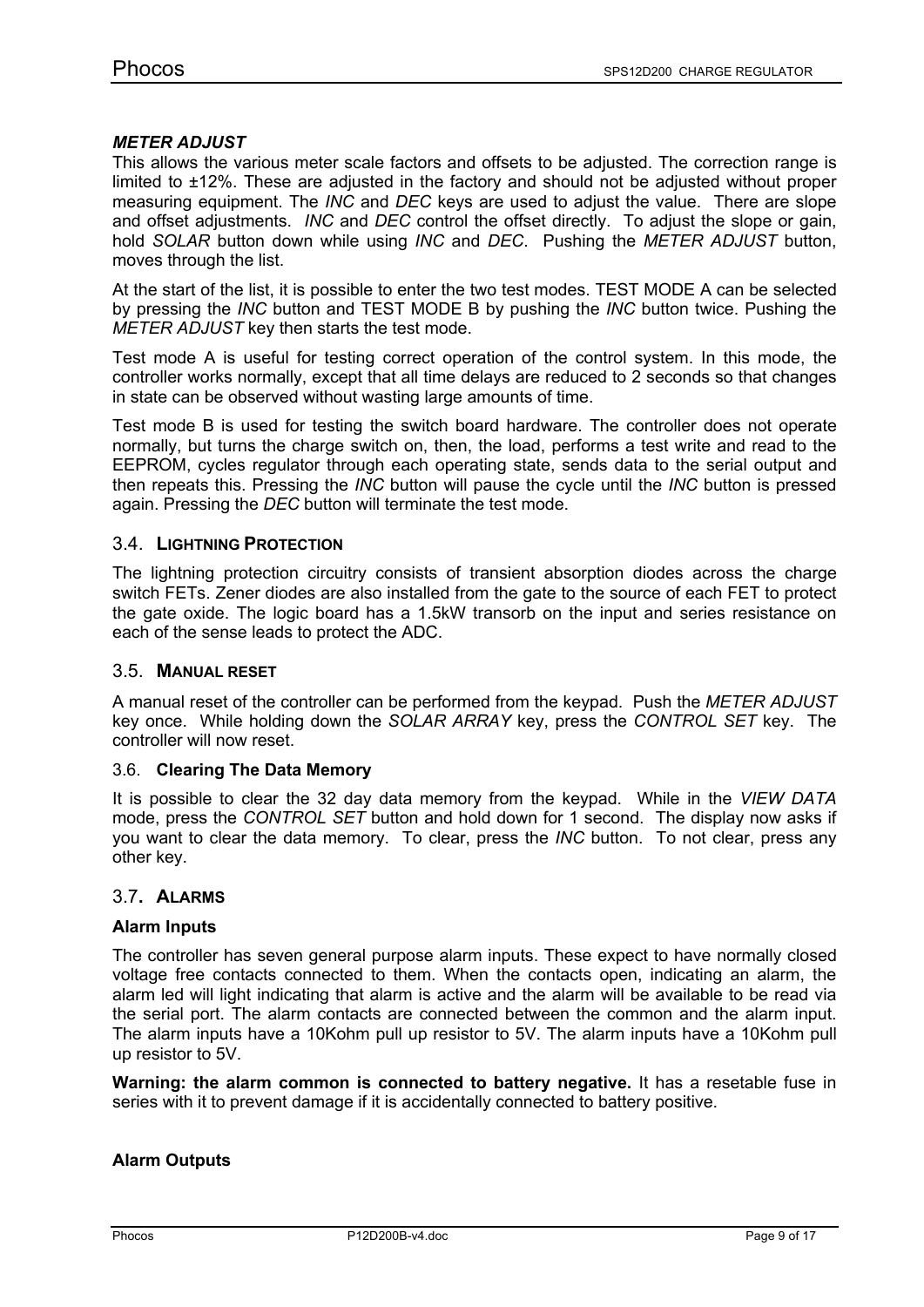### *METER ADJUST*

This allows the various meter scale factors and offsets to be adjusted. The correction range is limited to ±12%. These are adjusted in the factory and should not be adjusted without proper measuring equipment. The *INC* and *DEC* keys are used to adjust the value. There are slope and offset adjustments. *INC* and *DEC* control the offset directly. To adjust the slope or gain, hold *SOLAR* button down while using *INC* and *DEC*. Pushing the *METER ADJUST* button, moves through the list.

At the start of the list, it is possible to enter the two test modes. TEST MODE A can be selected by pressing the *INC* button and TEST MODE B by pushing the *INC* button twice. Pushing the *METER ADJUST* key then starts the test mode.

Test mode A is useful for testing correct operation of the control system. In this mode, the controller works normally, except that all time delays are reduced to 2 seconds so that changes in state can be observed without wasting large amounts of time.

Test mode B is used for testing the switch board hardware. The controller does not operate normally, but turns the charge switch on, then, the load, performs a test write and read to the EEPROM, cycles regulator through each operating state, sends data to the serial output and then repeats this. Pressing the *INC* button will pause the cycle until the *INC* button is pressed again. Pressing the *DEC* button will terminate the test mode.

## 3.4. LIGHTNING PROTECTION

The lightning protection circuitry consists of transient absorption diodes across the charge switch FETs. Zener diodes are also installed from the gate to the source of each FET to protect the gate oxide. The logic board has a 1.5kW transorb on the input and series resistance on each of the sense leads to protect the ADC.

## 3.5. MANUAL RESET

A manual reset of the controller can be performed from the keypad. Push the *METER ADJUST* key once. While holding down the *SOLAR ARRAY* key, press the *CONTROL SET* key. The controller will now reset.

## 3.6. Clearing The Data Memory

It is possible to clear the 32 day data memory from the keypad. While in the *VIEW DATA* mode, press the *CONTROL SET* button and hold down for 1 second. The display now asks if you want to clear the data memory. To clear, press the *INC* button. To not clear, press any other key.

## 3.7. ALARMS

### Alarm Inputs

The controller has seven general purpose alarm inputs. These expect to have normally closed voltage free contacts connected to them. When the contacts open, indicating an alarm, the alarm led will light indicating that alarm is active and the alarm will be available to be read via the serial port. The alarm contacts are connected between the common and the alarm input. The alarm inputs have a 10Kohm pull up resistor to 5V. The alarm inputs have a 10Kohm pull up resistor to 5V.

**Warning: the alarm common is connected to battery negative.** It has a resetable fuse in series with it to prevent damage if it is accidentally connected to battery positive.

### Alarm Outputs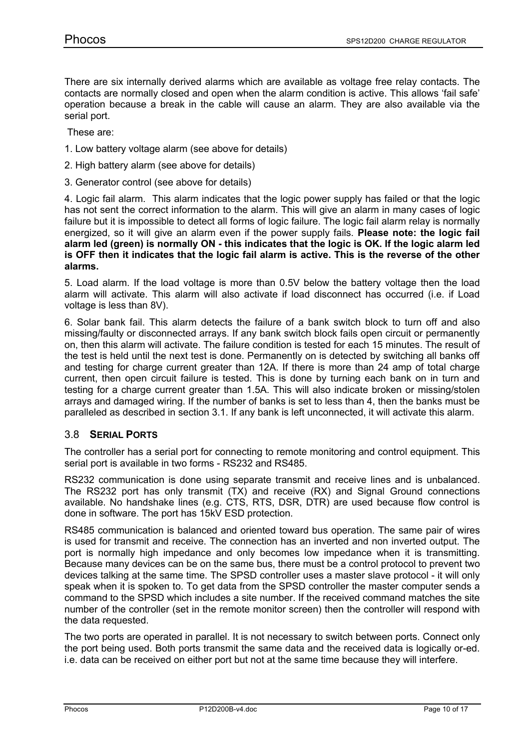There are six internally derived alarms which are available as voltage free relay contacts. The contacts are normally closed and open when the alarm condition is active. This allows 'fail safe' operation because a break in the cable will cause an alarm. They are also available via the serial port.

These are:

1. Low battery voltage alarm (see above for details)

2. High battery alarm (see above for details)

3. Generator control (see above for details)

4. Logic fail alarm. This alarm indicates that the logic power supply has failed or that the logic has not sent the correct information to the alarm. This will give an alarm in many cases of logic failure but it is impossible to detect all forms of logic failure. The logic fail alarm relay is normally energized, so it will give an alarm even if the power supply fails. **Please note: the logic fail alarm led (green) is normally ON - this indicates that the logic is OK. If the logic alarm led is OFF then it indicates that the logic fail alarm is active. This is the reverse of the other alarms.**

5. Load alarm. If the load voltage is more than 0.5V below the battery voltage then the load alarm will activate. This alarm will also activate if load disconnect has occurred (i.e. if Load voltage is less than 8V).

6. Solar bank fail. This alarm detects the failure of a bank switch block to turn off and also missing/faulty or disconnected arrays. If any bank switch block fails open circuit or permanently on, then this alarm will activate. The failure condition is tested for each 15 minutes. The result of the test is held until the next test is done. Permanently on is detected by switching all banks off and testing for charge current greater than 12A. If there is more than 24 amp of total charge current, then open circuit failure is tested. This is done by turning each bank on in turn and testing for a charge current greater than 1.5A. This will also indicate broken or missing/stolen arrays and damaged wiring. If the number of banks is set to less than 4, then the banks must be paralleled as described in section 3.1. If any bank is left unconnected, it will activate this alarm.

### 3.8 SERIAL PORTS

The controller has a serial port for connecting to remote monitoring and control equipment. This serial port is available in two forms - RS232 and RS485.

RS232 communication is done using separate transmit and receive lines and is unbalanced. The RS232 port has only transmit (TX) and receive (RX) and Signal Ground connections available. No handshake lines (e.g. CTS, RTS, DSR, DTR) are used because flow control is done in software. The port has 15kV ESD protection.

RS485 communication is balanced and oriented toward bus operation. The same pair of wires is used for transmit and receive. The connection has an inverted and non inverted output. The port is normally high impedance and only becomes low impedance when it is transmitting. Because many devices can be on the same bus, there must be a control protocol to prevent two devices talking at the same time. The SPSD controller uses a master slave protocol - it will only speak when it is spoken to. To get data from the SPSD controller the master computer sends a command to the SPSD which includes a site number. If the received command matches the site number of the controller (set in the remote monitor screen) then the controller will respond with the data requested.

The two ports are operated in parallel. It is not necessary to switch between ports. Connect only the port being used. Both ports transmit the same data and the received data is logically or-ed. i.e. data can be received on either port but not at the same time because they will interfere.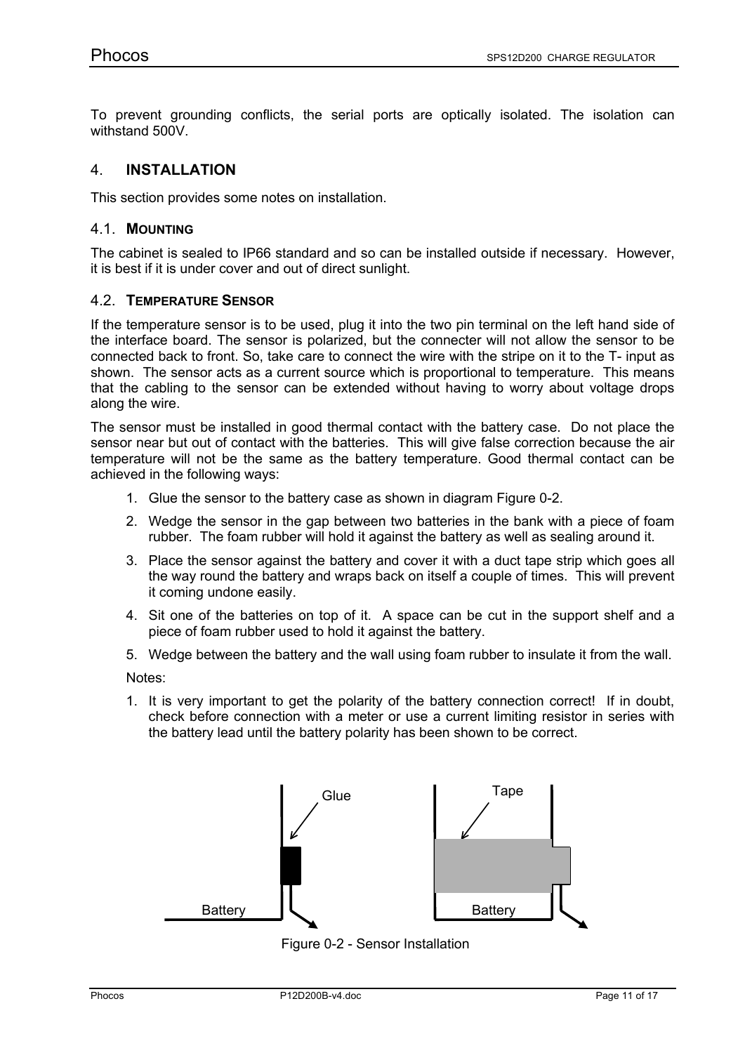To prevent grounding conflicts, the serial ports are optically isolated. The isolation can withstand 500V.

# 4. INSTALLATION

This section provides some notes on installation.

## 4.1. MOUNTING

The cabinet is sealed to IP66 standard and so can be installed outside if necessary. However, it is best if it is under cover and out of direct sunlight.

## 4.2. TEMPERATURE SENSOR

If the temperature sensor is to be used, plug it into the two pin terminal on the left hand side of the interface board. The sensor is polarized, but the connecter will not allow the sensor to be connected back to front. So, take care to connect the wire with the stripe on it to the T- input as shown. The sensor acts as a current source which is proportional to temperature. This means that the cabling to the sensor can be extended without having to worry about voltage drops along the wire.

The sensor must be installed in good thermal contact with the battery case. Do not place the sensor near but out of contact with the batteries. This will give false correction because the air temperature will not be the same as the battery temperature. Good thermal contact can be achieved in the following ways:

1. Glue the sensor to the battery case as shown in diagram Figure 0-2.
2. Wedge the sensor in the gap between two batteries in the bank with a piece of foam rubber. The foam rubber will hold it against the battery as well as sealing around it.
3. Place the sensor against the battery and cover it with a duct tape strip which goes all the way round the battery and wraps back on itself a couple of times. This will prevent it coming undone easily.
4. Sit one of the batteries on top of it. A space can be cut in the support shelf and a piece of foam rubber used to hold it against the battery.
5. Wedge between the battery and the wall using foam rubber to insulate it from the wall.

Notes:

1. It is very important to get the polarity of the battery connection correct! If in doubt, check before connection with a meter or use a current limiting resistor in series with the battery lead until the battery polarity has been shown to be correct.

Figure 0-2 - Sensor Installation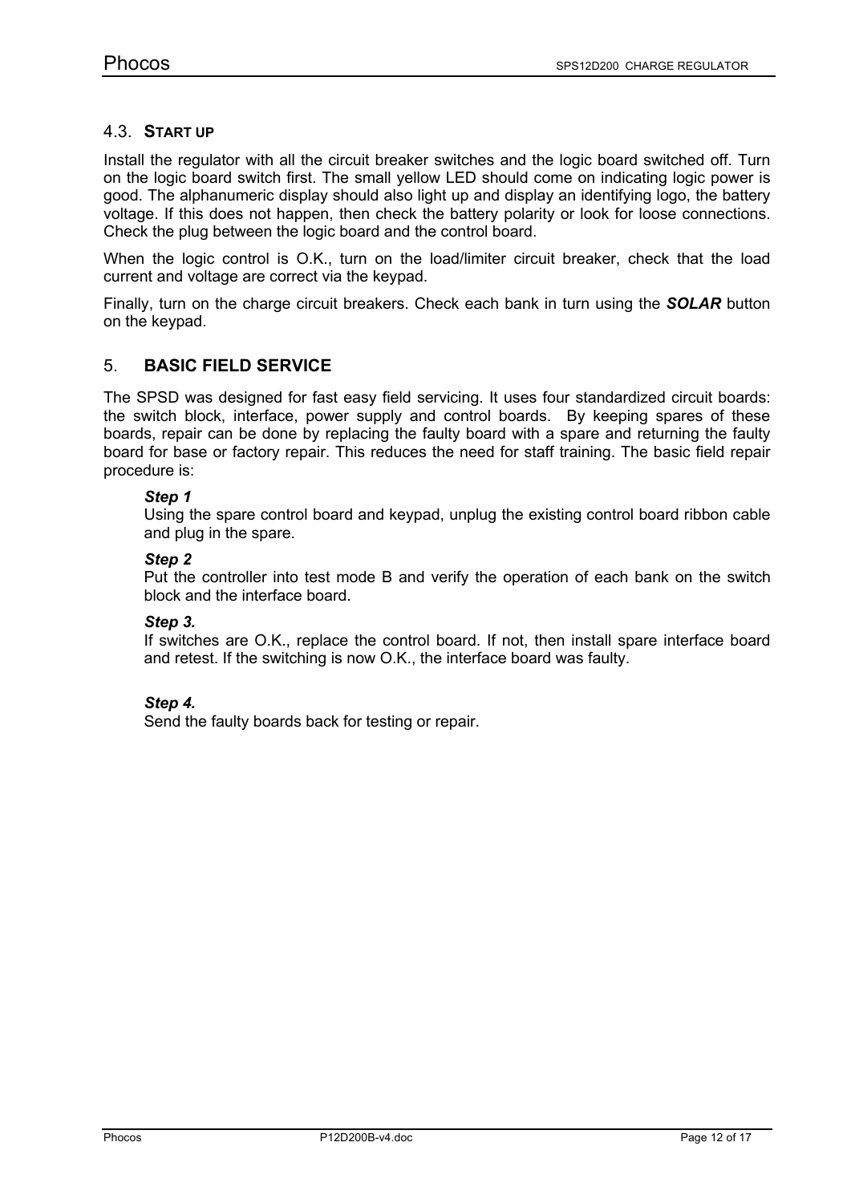### 4.3. START UP

Install the regulator with all the circuit breaker switches and the logic board switched off. Turn on the logic board switch first. The small yellow LED should come on indicating logic power is good. The alphanumeric display should also light up and display an identifying logo, the battery voltage. If this does not happen, then check the battery polarity or look for loose connections. Check the plug between the logic board and the control board.

When the logic control is O.K., turn on the load/limiter circuit breaker, check that the load current and voltage are correct via the keypad.

Finally, turn on the charge circuit breakers. Check each bank in turn using the ***SOLAR*** button on the keypad.

## 5. BASIC FIELD SERVICE

The SPSD was designed for fast easy field servicing. It uses four standardized circuit boards: the switch block, interface, power supply and control boards. By keeping spares of these boards, repair can be done by replacing the faulty board with a spare and returning the faulty board for base or factory repair. This reduces the need for staff training. The basic field repair procedure is:

***Step 1***
Using the spare control board and keypad, unplug the existing control board ribbon cable and plug in the spare.

***Step 2***
Put the controller into test mode B and verify the operation of each bank on the switch block and the interface board.

***Step 3.***
If switches are O.K., replace the control board. If not, then install spare interface board and retest. If the switching is now O.K., the interface board was faulty.

***Step 4.***
Send the faulty boards back for testing or repair.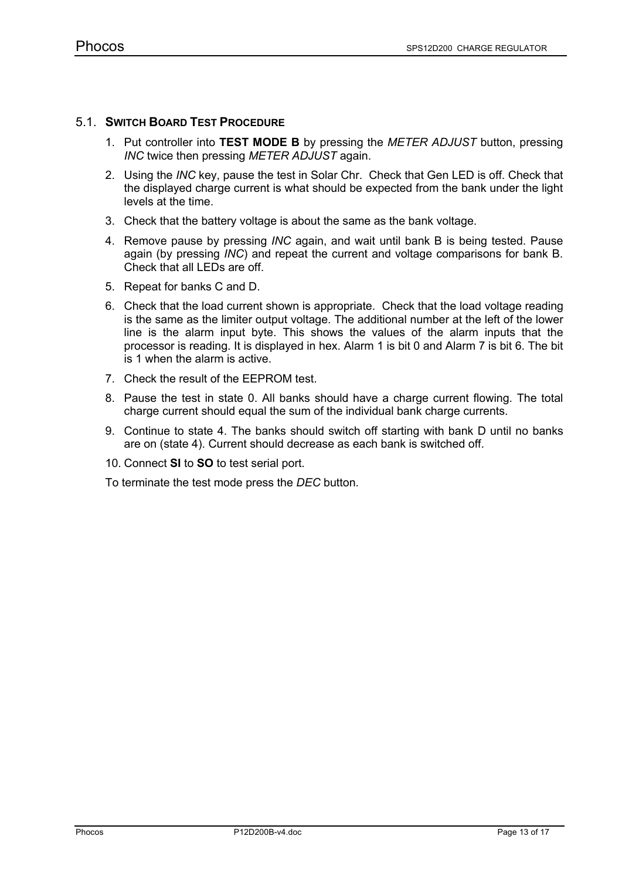## 5.1. SWITCH BOARD TEST PROCEDURE

1. Put controller into **TEST MODE B** by pressing the *METER ADJUST* button, pressing *INC* twice then pressing *METER ADJUST* again.
2. Using the *INC* key, pause the test in Solar Chr. Check that Gen LED is off. Check that the displayed charge current is what should be expected from the bank under the light levels at the time.
3. Check that the battery voltage is about the same as the bank voltage.
4. Remove pause by pressing *INC* again, and wait until bank B is being tested. Pause again (by pressing *INC*) and repeat the current and voltage comparisons for bank B. Check that all LEDs are off.
5. Repeat for banks C and D.
6. Check that the load current shown is appropriate. Check that the load voltage reading is the same as the limiter output voltage. The additional number at the left of the lower line is the alarm input byte. This shows the values of the alarm inputs that the processor is reading. It is displayed in hex. Alarm 1 is bit 0 and Alarm 7 is bit 6. The bit is 1 when the alarm is active.
7. Check the result of the EEPROM test.
8. Pause the test in state 0. All banks should have a charge current flowing. The total charge current should equal the sum of the individual bank charge currents.
9. Continue to state 4. The banks should switch off starting with bank D until no banks are on (state 4). Current should decrease as each bank is switched off.
10. Connect **SI** to **SO** to test serial port.

To terminate the test mode press the *DEC* button.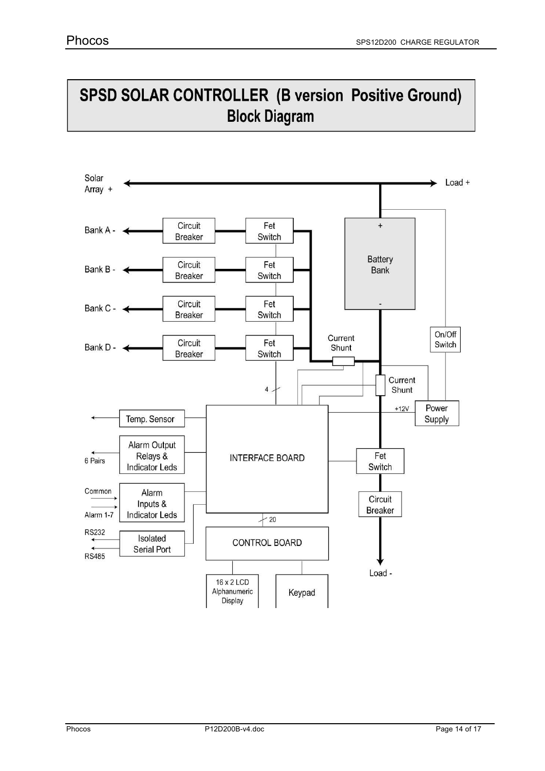# SPSD SOLAR CONTROLLER (B version Positive Ground)
## Block Diagram

Solar Array +

Load +

Bank A -

Bank B -

Bank C -

Bank D -

Circuit Breaker

Fet Switch

Battery Bank

+

-

Current Shunt

On/Off Switch

Current Shunt

Power Supply

+12V

4

Temp. Sensor

6 Pairs

Alarm Output Relays & Indicator Leds

INTERFACE BOARD

Fet Switch

Common

Alarm 1-7

Alarm Inputs & Indicator Leds

Circuit Breaker

20

RS232

RS485

Isolated Serial Port

CONTROL BOARD

Load -

16 x 2 LCD Alphanumeric Display

Keypad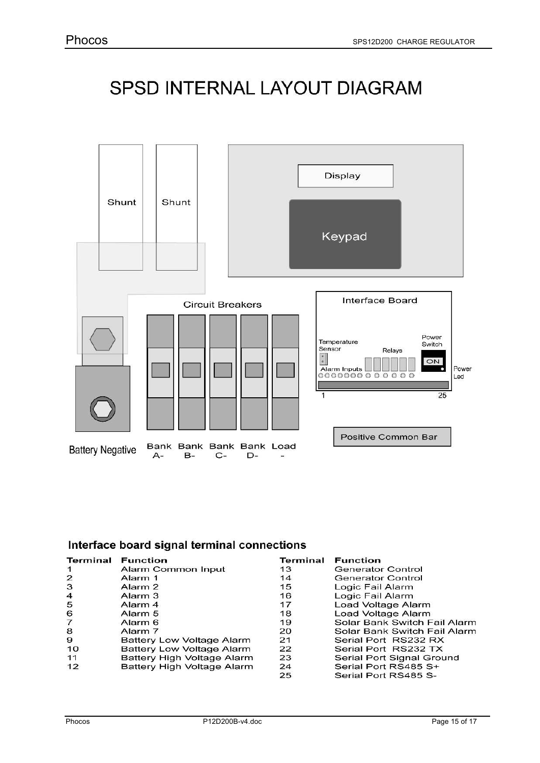# SPSD INTERNAL LAYOUT DIAGRAM

Shunt

Shunt

Display

Keypad

Circuit Breakers

Interface Board

Temperature Sensor

Relays

Power Switch

ON

Alarm Inputs

Power Led

1

25

Positive Common Bar

Battery Negative

Bank A-

Bank B-

Bank C-

Bank D-

Load -

## Interface board signal terminal connections

| Terminal | Function | Terminal | Function |
|---|---|---|---|
| 1 | Alarm Common Input | 13 | Generator Control |
| 2 | Alarm 1 | 14 | Generator Control |
| 3 | Alarm 2 | 15 | Logic Fail Alarm |
| 4 | Alarm 3 | 16 | Logic Fail Alarm |
| 5 | Alarm 4 | 17 | Load Voltage Alarm |
| 6 | Alarm 5 | 18 | Load Voltage Alarm |
| 7 | Alarm 6 | 19 | Solar Bank Switch Fail Alarm |
| 8 | Alarm 7 | 20 | Solar Bank Switch Fail Alarm |
| 9 | Battery Low Voltage Alarm | 21 | Serial Port RS232 RX |
| 10 | Battery Low Voltage Alarm | 22 | Serial Port RS232 TX |
| 11 | Battery High Voltage Alarm | 23 | Serial Port Signal Ground |
| 12 | Battery High Voltage Alarm | 24 | Serial Port RS485 S+ |
| | | 25 | Serial Port RS485 S- |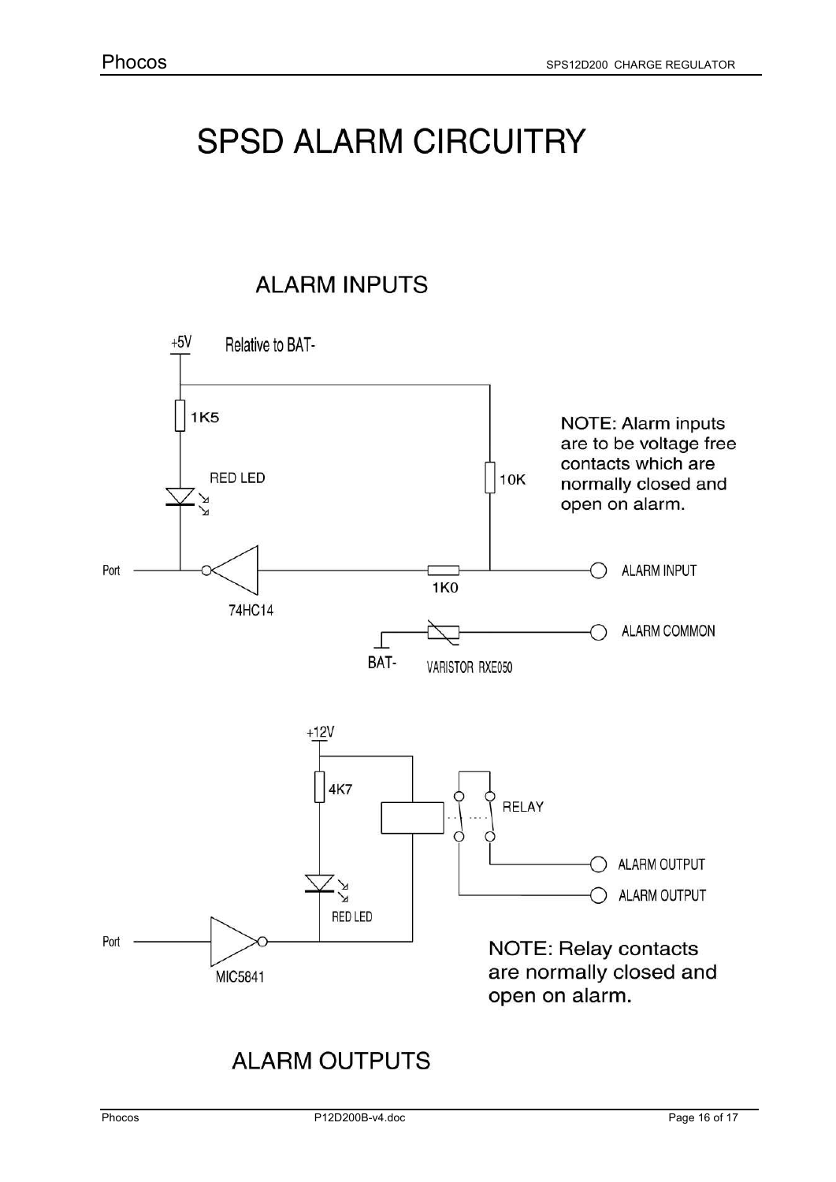# SPSD ALARM CIRCUITRY

## ALARM INPUTS

+5V Relative to BAT-

1K5

RED LED

10K

Port

74HC14

1K0

ALARM INPUT

ALARM COMMON

BAT-

VARISTOR RXE050

NOTE: Alarm inputs are to be voltage free contacts which are normally closed and open on alarm.

+12V

4K7

RELAY

RED LED

Port

MIC5841

ALARM OUTPUT

ALARM OUTPUT

NOTE: Relay contacts are normally closed and open on alarm.

## ALARM OUTPUTS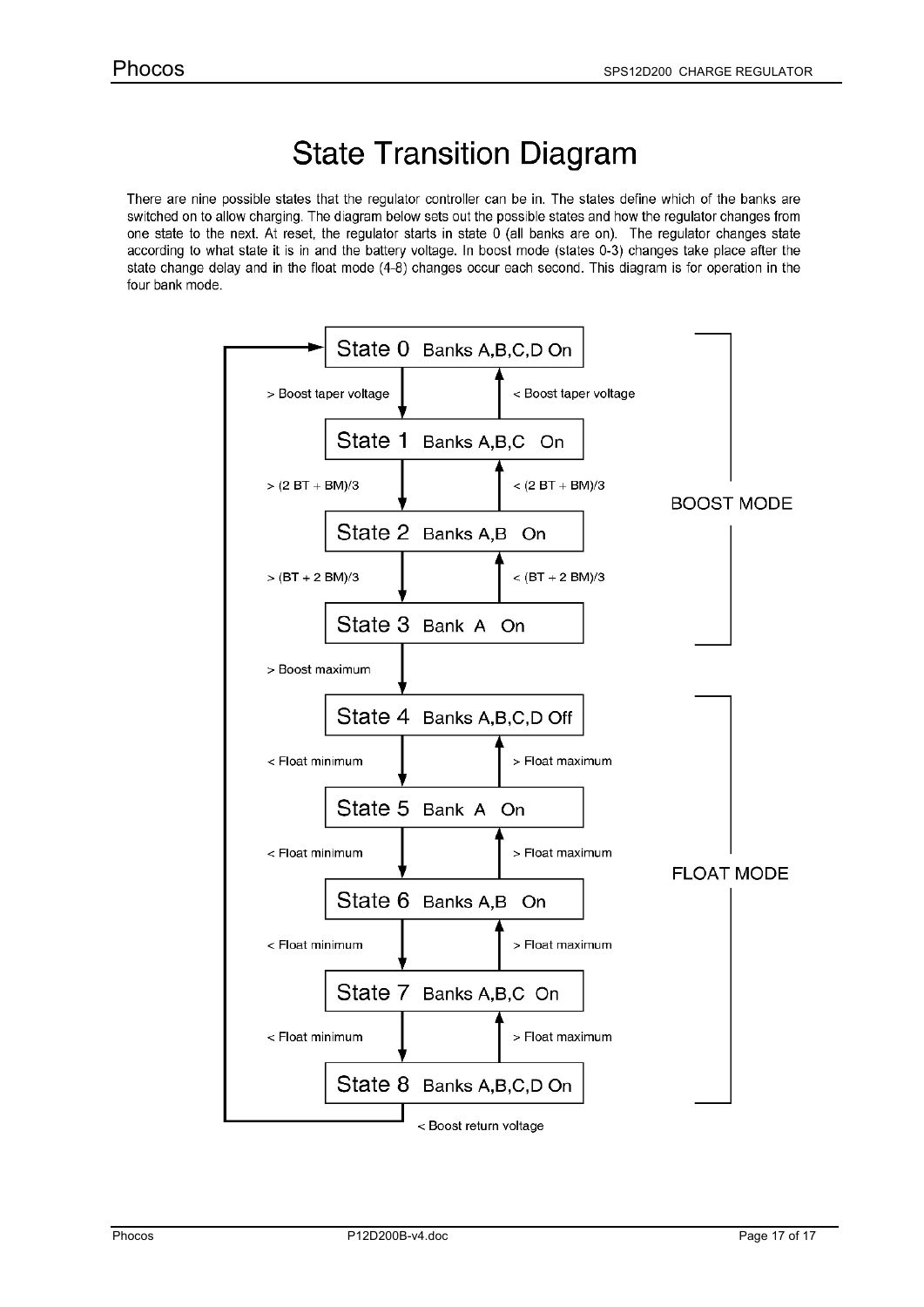# State Transition Diagram

There are nine possible states that the regulator controller can be in. The states define which of the banks are switched on to allow charging. The diagram below sets out the possible states and how the regulator changes from one state to the next. At reset, the regulator starts in state 0 (all banks are on). The regulator changes state according to what state it is in and the battery voltage. In boost mode (states 0-3) changes take place after the state change delay and in the float mode (4-8) changes occur each second. This diagram is for operation in the four bank mode.

State 0 Banks A,B,C,D On

> Boost taper voltage

< Boost taper voltage

State 1 Banks A,B,C On

> (2 BT + BM)/3

< (2 BT + BM)/3

BOOST MODE

State 2 Banks A,B On

> (BT + 2 BM)/3

< (BT + 2 BM)/3

State 3 Bank A On

> Boost maximum

State 4 Banks A,B,C,D Off

< Float minimum

> Float maximum

State 5 Bank A On

< Float minimum

> Float maximum

FLOAT MODE

State 6 Banks A,B On

< Float minimum

> Float maximum

State 7 Banks A,B,C On

< Float minimum

> Float maximum

State 8 Banks A,B,C,D On

< Boost return voltage